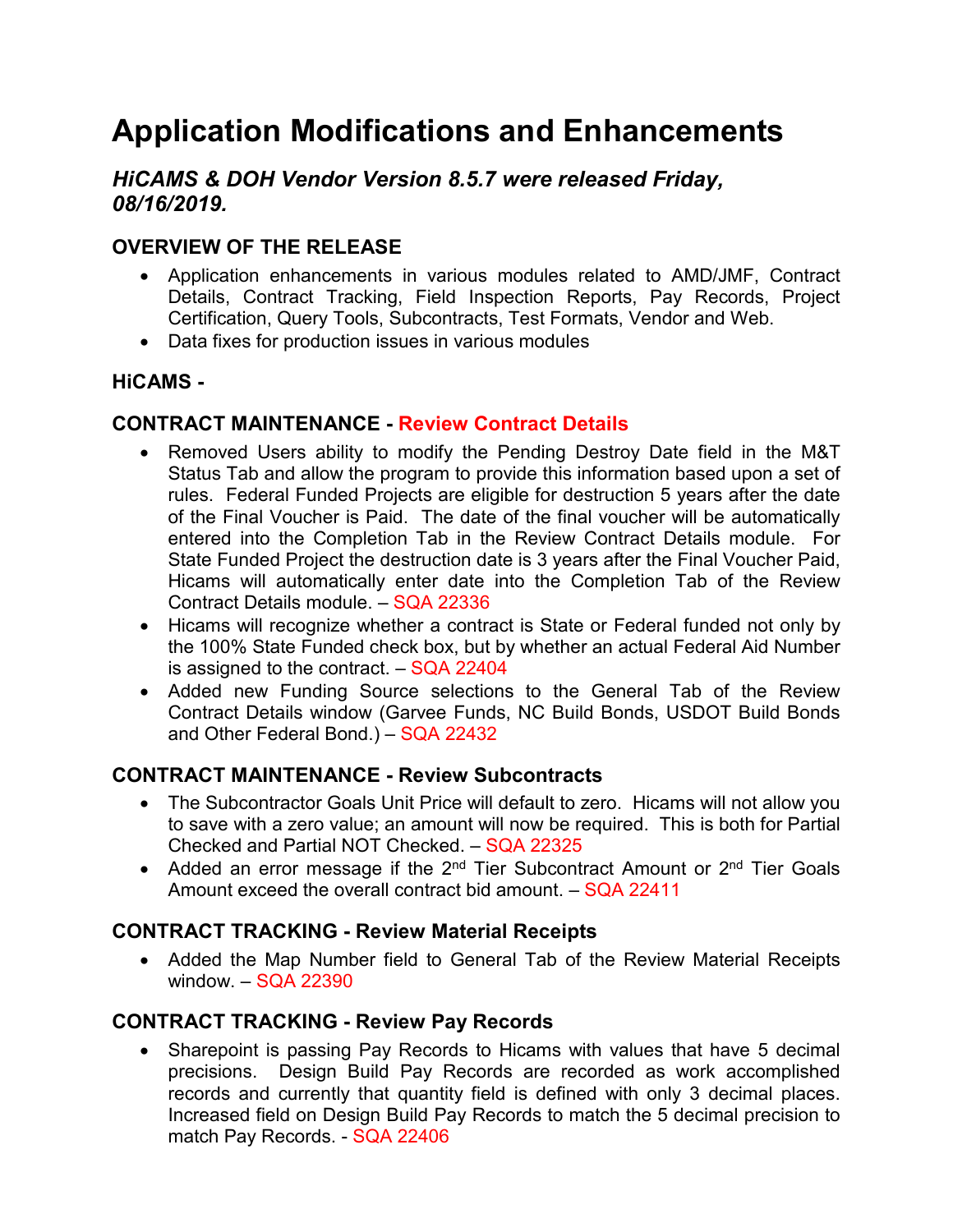# Application Modifications and Enhancements

### *HiCAMS & DOH Vendor Version 8.5.7 were released Friday, 08/16/2019.*

### OVERVIEW OF THE RELEASE

- Application enhancements in various modules related to AMD/JMF, Contract Details, Contract Tracking, Field Inspection Reports, Pay Records, Project Certification, Query Tools, Subcontracts, Test Formats, Vendor and Web.
- Data fixes for production issues in various modules

### HiCAMS -

### CONTRACT MAINTENANCE - Review Contract Details

- Removed Users ability to modify the Pending Destroy Date field in the M&T Status Tab and allow the program to provide this information based upon a set of rules. Federal Funded Projects are eligible for destruction 5 years after the date of the Final Voucher is Paid. The date of the final voucher will be automatically entered into the Completion Tab in the Review Contract Details module. For State Funded Project the destruction date is 3 years after the Final Voucher Paid, Hicams will automatically enter date into the Completion Tab of the Review Contract Details module. – SQA 22336
- Hicams will recognize whether a contract is State or Federal funded not only by the 100% State Funded check box, but by whether an actual Federal Aid Number is assigned to the contract. – SQA 22404
- Added new Funding Source selections to the General Tab of the Review Contract Details window (Garvee Funds, NC Build Bonds, USDOT Build Bonds and Other Federal Bond.) – SQA 22432

### CONTRACT MAINTENANCE - Review Subcontracts

- The Subcontractor Goals Unit Price will default to zero. Hicams will not allow you to save with a zero value; an amount will now be required. This is both for Partial Checked and Partial NOT Checked. – SQA 22325
- Added an error message if the 2nd Tier Subcontract Amount or 2nd Tier Goals Amount exceed the overall contract bid amount. – SQA 22411

### CONTRACT TRACKING - Review Material Receipts

- Added the Map Number field to General Tab of the Review Material Receipts window. – SQA 22390

### CONTRACT TRACKING - Review Pay Records

- Sharepoint is passing Pay Records to Hicams with values that have 5 decimal precisions. Design Build Pay Records are recorded as work accomplished records and currently that quantity field is defined with only 3 decimal places. Increased field on Design Build Pay Records to match the 5 decimal precision to match Pay Records. - SQA 22406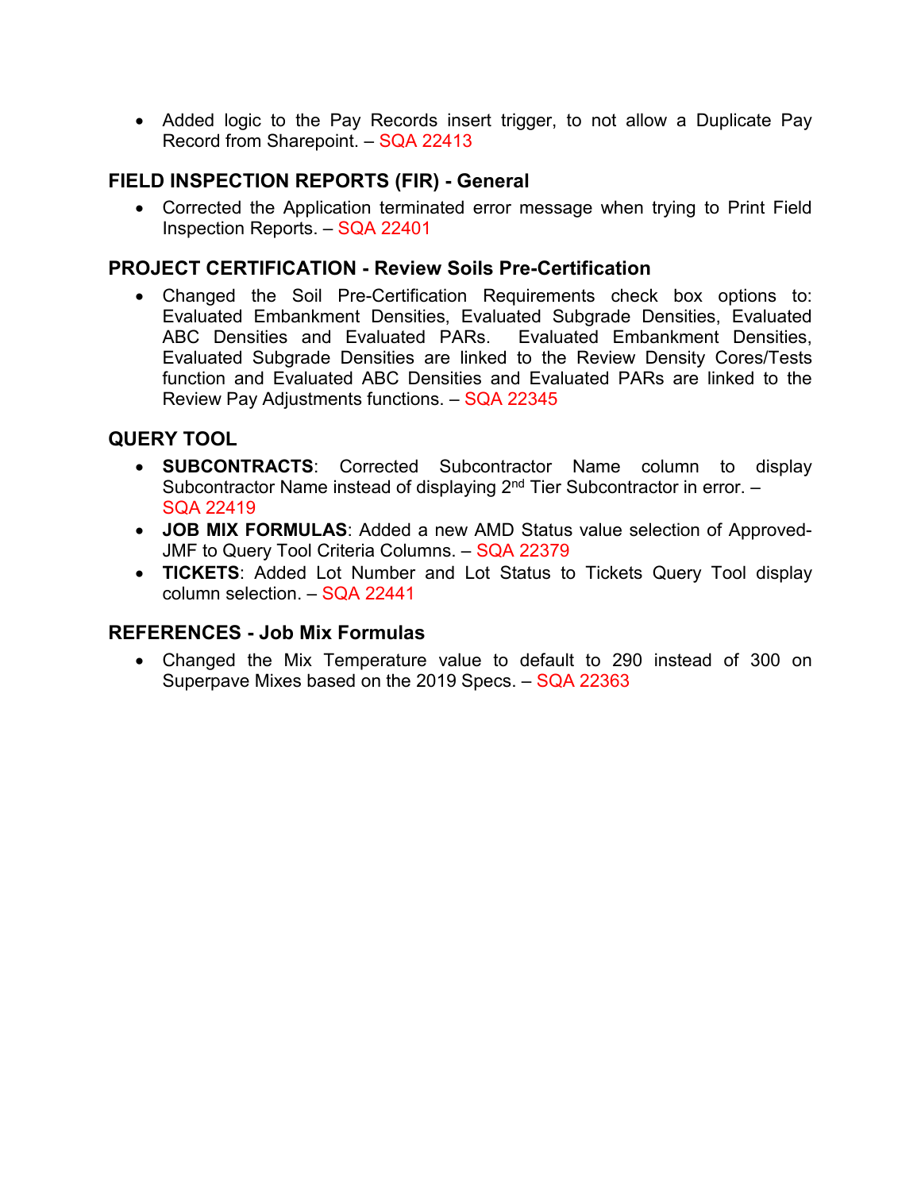- Added logic to the Pay Records insert trigger, to not allow a Duplicate Pay Record from Sharepoint. – SQA 22413

### FIELD INSPECTION REPORTS (FIR) - General

- Corrected the Application terminated error message when trying to Print Field Inspection Reports. – SQA 22401

### PROJECT CERTIFICATION - Review Soils Pre-Certification

- Changed the Soil Pre-Certification Requirements check box options to: Evaluated Embankment Densities, Evaluated Subgrade Densities, Evaluated ABC Densities and Evaluated PARs. Evaluated Embankment Densities, Evaluated Subgrade Densities are linked to the Review Density Cores/Tests function and Evaluated ABC Densities and Evaluated PARs are linked to the Review Pay Adjustments functions. – SQA 22345

### QUERY TOOL

- **SUBCONTRACTS**: Corrected Subcontractor Name column to display Subcontractor Name instead of displaying 2nd Tier Subcontractor in error. – SQA 22419
- **JOB MIX FORMULAS**: Added a new AMD Status value selection of Approved-JMF to Query Tool Criteria Columns. – SQA 22379
- **TICKETS**: Added Lot Number and Lot Status to Tickets Query Tool display column selection. – SQA 22441

### REFERENCES - Job Mix Formulas

- Changed the Mix Temperature value to default to 290 instead of 300 on Superpave Mixes based on the 2019 Specs. – SQA 22363